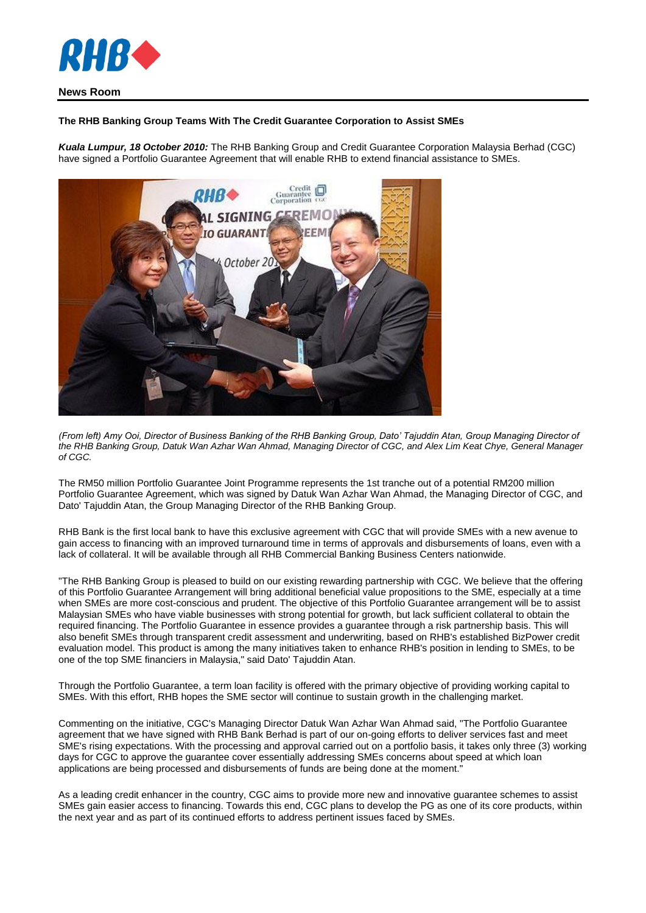**News Room**

**The RHB Banking Group Teams With The Credit Guarantee Corporation to Assist SMEs**

***Kuala Lumpur, 18 October 2010:*** The RHB Banking Group and Credit Guarantee Corporation Malaysia Berhad (CGC) have signed a Portfolio Guarantee Agreement that will enable RHB to extend financial assistance to SMEs.

*(From left) Amy Ooi, Director of Business Banking of the RHB Banking Group, Dato' Tajuddin Atan, Group Managing Director of the RHB Banking Group, Datuk Wan Azhar Wan Ahmad, Managing Director of CGC, and Alex Lim Keat Chye, General Manager of CGC.*

The RM50 million Portfolio Guarantee Joint Programme represents the 1st tranche out of a potential RM200 million Portfolio Guarantee Agreement, which was signed by Datuk Wan Azhar Wan Ahmad, the Managing Director of CGC, and Dato' Tajuddin Atan, the Group Managing Director of the RHB Banking Group.

RHB Bank is the first local bank to have this exclusive agreement with CGC that will provide SMEs with a new avenue to gain access to financing with an improved turnaround time in terms of approvals and disbursements of loans, even with a lack of collateral. It will be available through all RHB Commercial Banking Business Centers nationwide.

"The RHB Banking Group is pleased to build on our existing rewarding partnership with CGC. We believe that the offering of this Portfolio Guarantee Arrangement will bring additional beneficial value propositions to the SME, especially at a time when SMEs are more cost-conscious and prudent. The objective of this Portfolio Guarantee arrangement will be to assist Malaysian SMEs who have viable businesses with strong potential for growth, but lack sufficient collateral to obtain the required financing. The Portfolio Guarantee in essence provides a guarantee through a risk partnership basis. This will also benefit SMEs through transparent credit assessment and underwriting, based on RHB's established BizPower credit evaluation model. This product is among the many initiatives taken to enhance RHB's position in lending to SMEs, to be one of the top SME financiers in Malaysia," said Dato' Tajuddin Atan.

Through the Portfolio Guarantee, a term loan facility is offered with the primary objective of providing working capital to SMEs. With this effort, RHB hopes the SME sector will continue to sustain growth in the challenging market.

Commenting on the initiative, CGC's Managing Director Datuk Wan Azhar Wan Ahmad said, "The Portfolio Guarantee agreement that we have signed with RHB Bank Berhad is part of our on-going efforts to deliver services fast and meet SME's rising expectations. With the processing and approval carried out on a portfolio basis, it takes only three (3) working days for CGC to approve the guarantee cover essentially addressing SMEs concerns about speed at which loan applications are being processed and disbursements of funds are being done at the moment."

As a leading credit enhancer in the country, CGC aims to provide more new and innovative guarantee schemes to assist SMEs gain easier access to financing. Towards this end, CGC plans to develop the PG as one of its core products, within the next year and as part of its continued efforts to address pertinent issues faced by SMEs.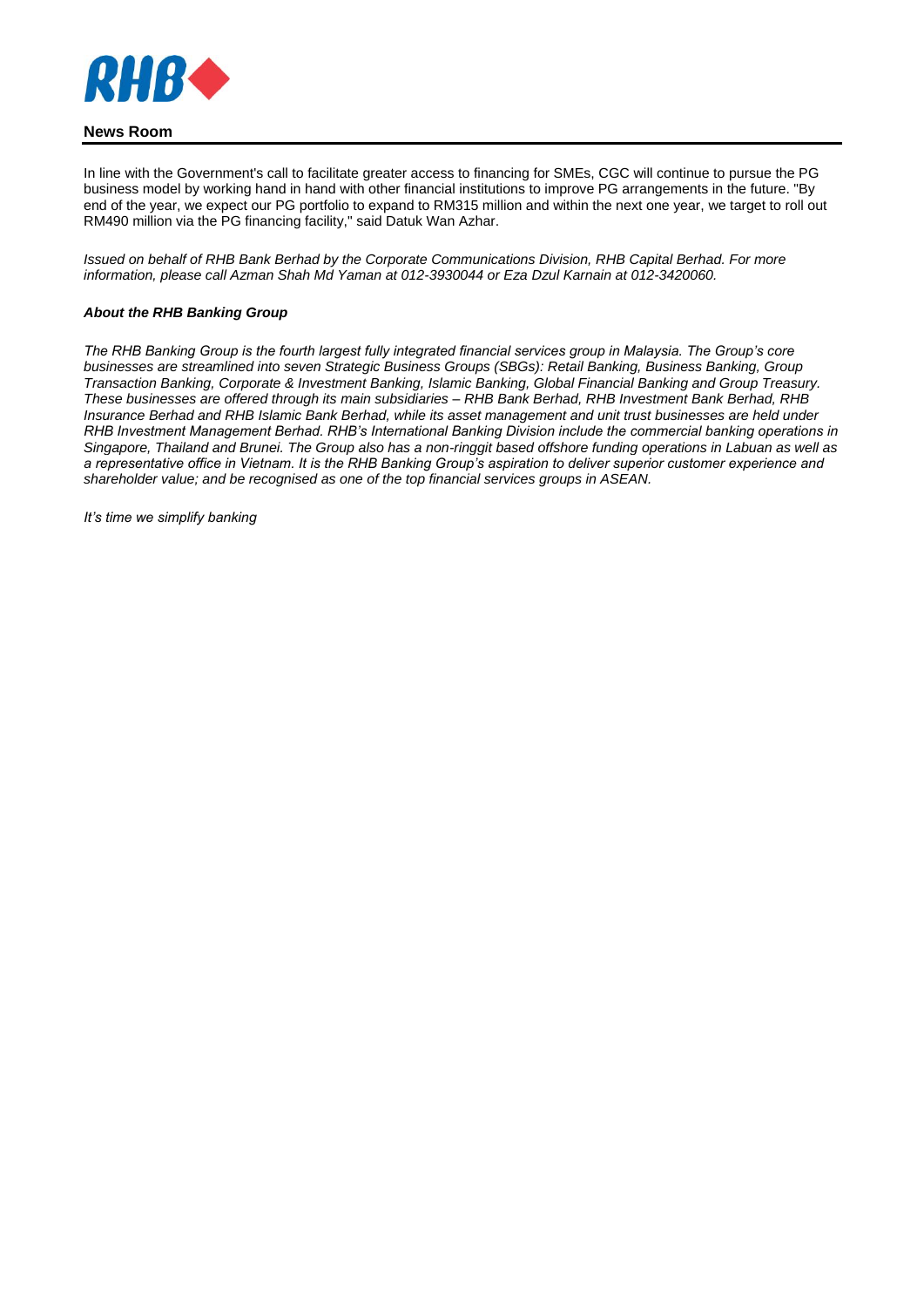In line with the Government's call to facilitate greater access to financing for SMEs, CGC will continue to pursue the PG business model by working hand in hand with other financial institutions to improve PG arrangements in the future. "By end of the year, we expect our PG portfolio to expand to RM315 million and within the next one year, we target to roll out RM490 million via the PG financing facility," said Datuk Wan Azhar.

*Issued on behalf of RHB Bank Berhad by the Corporate Communications Division, RHB Capital Berhad. For more information, please call Azman Shah Md Yaman at 012-3930044 or Eza Dzul Karnain at 012-3420060.*

***About the RHB Banking Group***

*The RHB Banking Group is the fourth largest fully integrated financial services group in Malaysia. The Group's core businesses are streamlined into seven Strategic Business Groups (SBGs): Retail Banking, Business Banking, Group Transaction Banking, Corporate & Investment Banking, Islamic Banking, Global Financial Banking and Group Treasury. These businesses are offered through its main subsidiaries – RHB Bank Berhad, RHB Investment Bank Berhad, RHB Insurance Berhad and RHB Islamic Bank Berhad, while its asset management and unit trust businesses are held under RHB Investment Management Berhad. RHB's International Banking Division include the commercial banking operations in Singapore, Thailand and Brunei. The Group also has a non-ringgit based offshore funding operations in Labuan as well as a representative office in Vietnam. It is the RHB Banking Group's aspiration to deliver superior customer experience and shareholder value; and be recognised as one of the top financial services groups in ASEAN.*

*It's time we simplify banking*